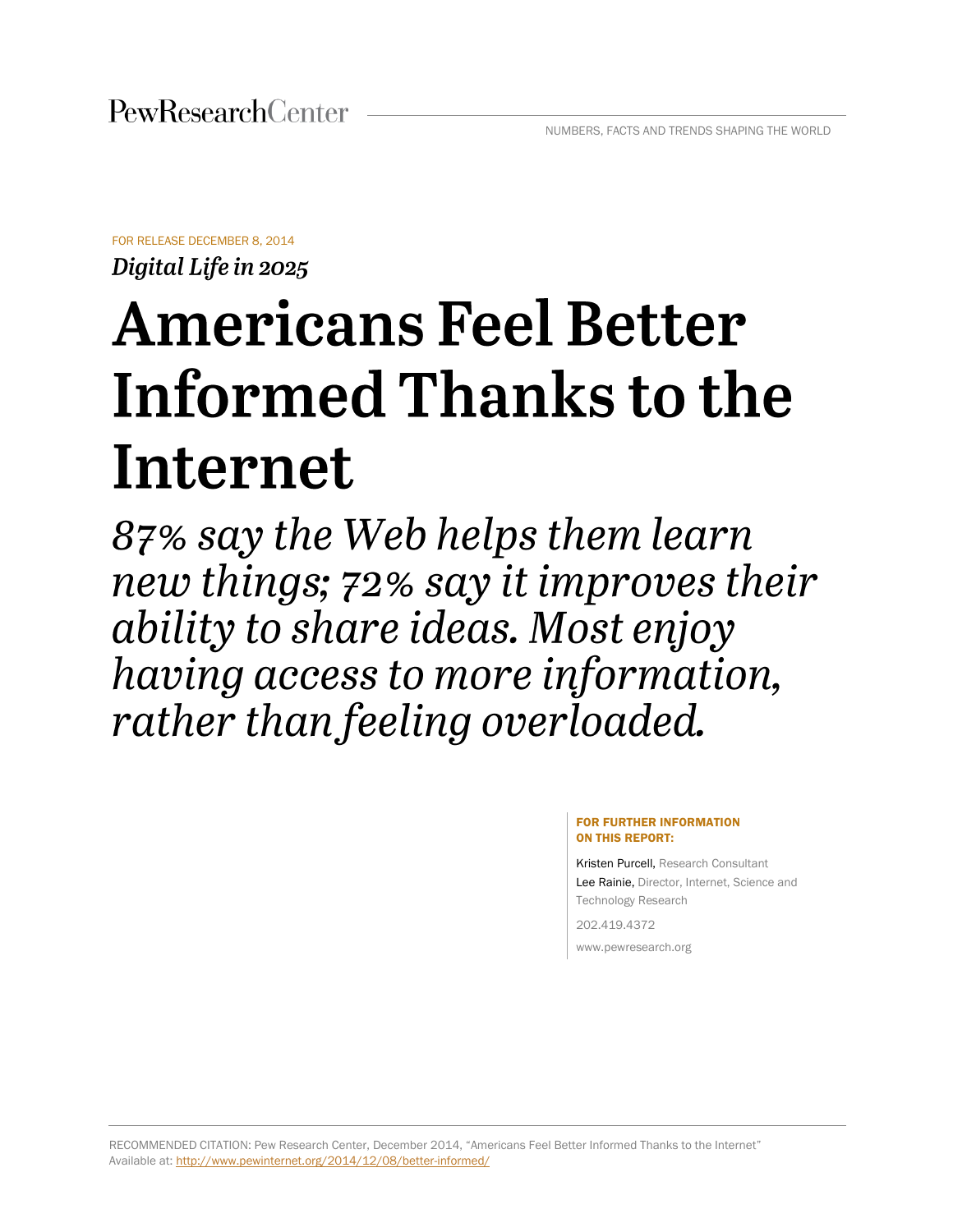PewResearchCenter

NUMBERS, FACTS AND TRENDS SHAPING THE WORLD

FOR RELEASE DECEMBER 8, 2014

*Digital Life in 2025*

# Americans Feel Better Informed Thanks to the Internet

*87% say the Web helps them learn new things; 72% say it improves their ability to share ideas. Most enjoy having access to more information, rather than feeling overloaded.*

**FOR FURTHER INFORMATION ON THIS REPORT:**

Kristen Purcell, Research Consultant
Lee Rainie, Director, Internet, Science and Technology Research

202.419.4372

www.pewresearch.org

RECOMMENDED CITATION: Pew Research Center, December 2014, "Americans Feel Better Informed Thanks to the Internet" Available at: http://www.pewinternet.org/2014/12/08/better-informed/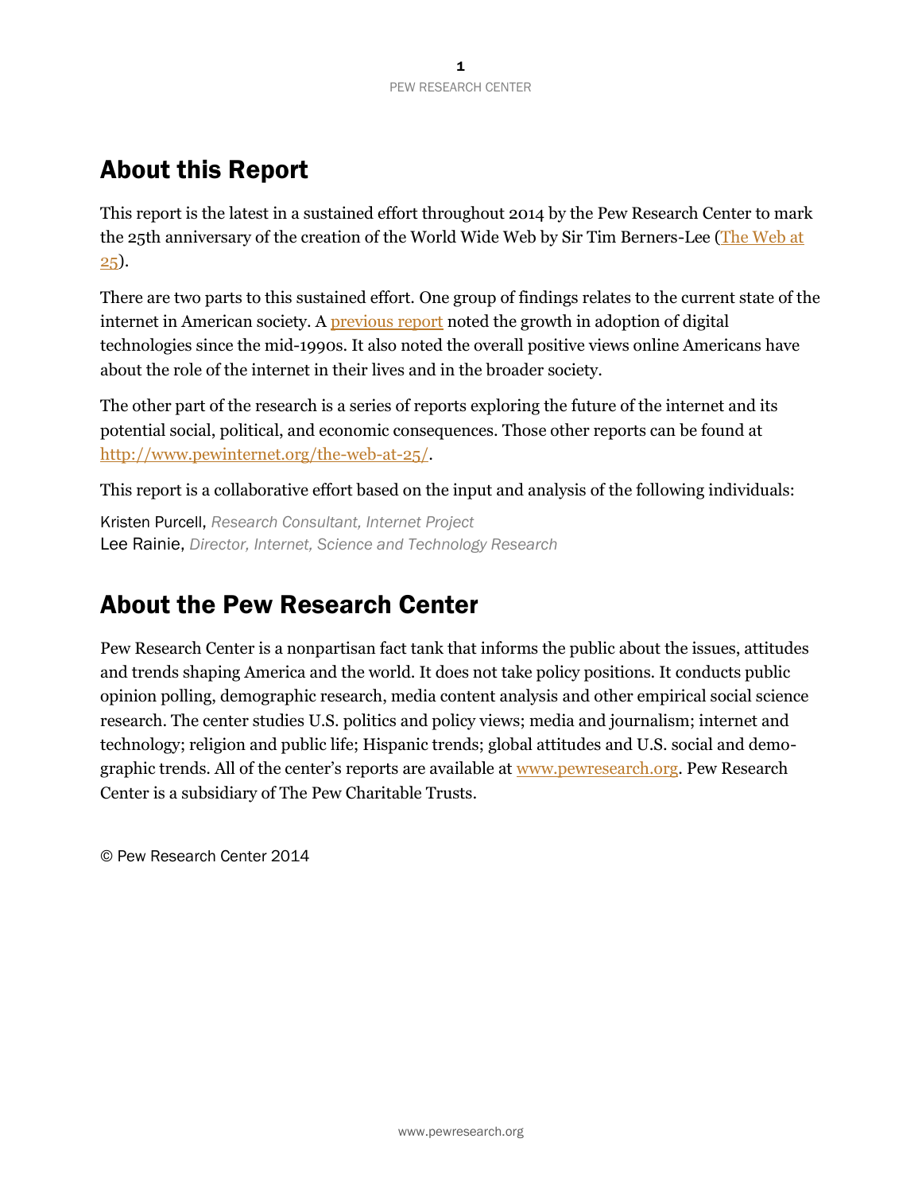# About this Report

This report is the latest in a sustained effort throughout 2014 by the Pew Research Center to mark the 25th anniversary of the creation of the World Wide Web by Sir Tim Berners-Lee (The Web at 25).

There are two parts to this sustained effort. One group of findings relates to the current state of the internet in American society. A previous report noted the growth in adoption of digital technologies since the mid-1990s. It also noted the overall positive views online Americans have about the role of the internet in their lives and in the broader society.

The other part of the research is a series of reports exploring the future of the internet and its potential social, political, and economic consequences. Those other reports can be found at http://www.pewinternet.org/the-web-at-25/.

This report is a collaborative effort based on the input and analysis of the following individuals:

Kristen Purcell, *Research Consultant, Internet Project*
Lee Rainie, *Director, Internet, Science and Technology Research*

# About the Pew Research Center

Pew Research Center is a nonpartisan fact tank that informs the public about the issues, attitudes and trends shaping America and the world. It does not take policy positions. It conducts public opinion polling, demographic research, media content analysis and other empirical social science research. The center studies U.S. politics and policy views; media and journalism; internet and technology; religion and public life; Hispanic trends; global attitudes and U.S. social and demographic trends. All of the center's reports are available at www.pewresearch.org. Pew Research Center is a subsidiary of The Pew Charitable Trusts.

© Pew Research Center 2014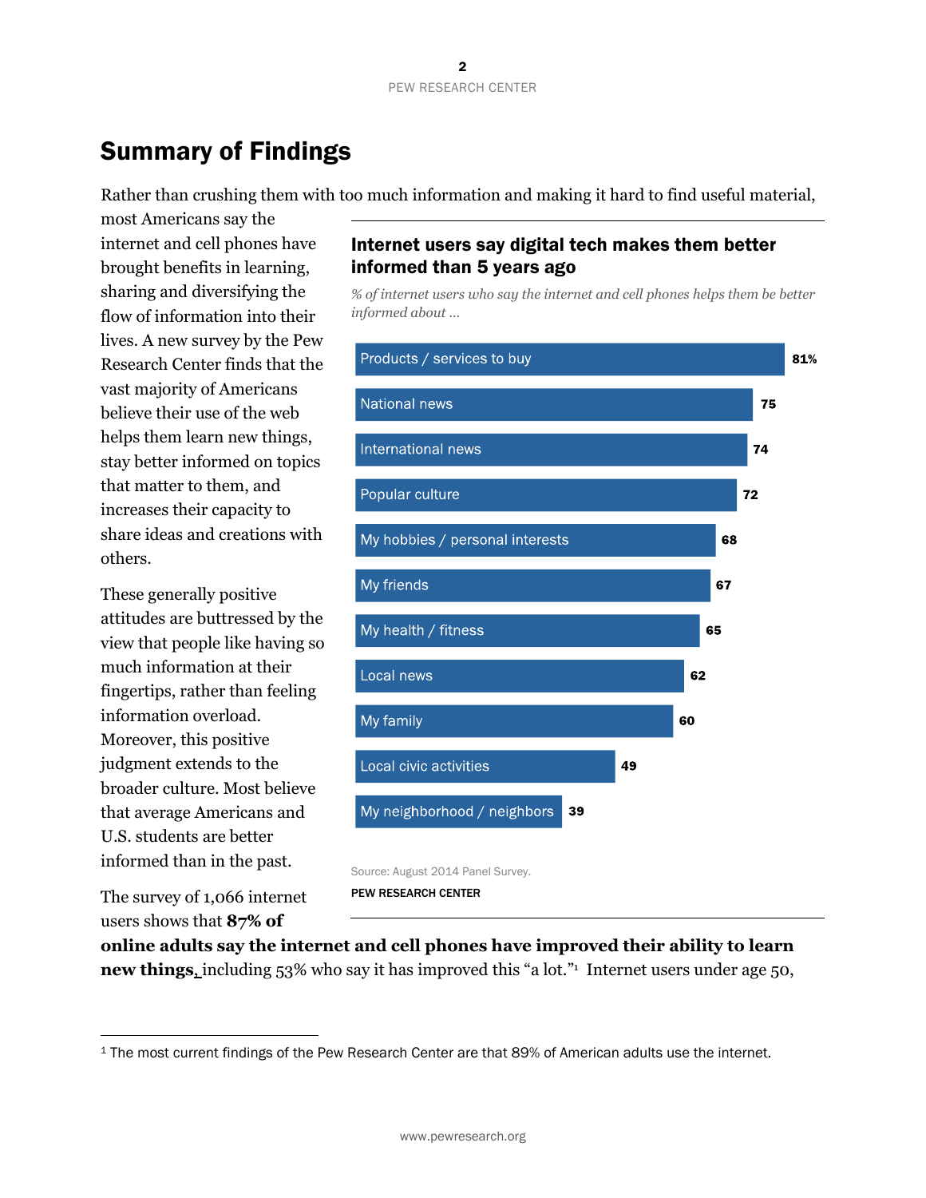# Summary of Findings

Rather than crushing them with too much information and making it hard to find useful material, most Americans say the internet and cell phones have brought benefits in learning, sharing and diversifying the flow of information into their lives. A new survey by the Pew Research Center finds that the vast majority of Americans believe their use of the web helps them learn new things, stay better informed on topics that matter to them, and increases their capacity to share ideas and creations with others.

These generally positive attitudes are buttressed by the view that people like having so much information at their fingertips, rather than feeling information overload. Moreover, this positive judgment extends to the broader culture. Most believe that average Americans and U.S. students are better informed than in the past.

**Internet users say digital tech makes them better informed than 5 years ago**

*% of internet users who say the internet and cell phones helps them be better informed about ...*

| Topic | % |
|---|---|
| Products / services to buy | 81% |
| National news | 75 |
| International news | 74 |
| Popular culture | 72 |
| My hobbies / personal interests | 68 |
| My friends | 67 |
| My health / fitness | 65 |
| Local news | 62 |
| My family | 60 |
| Local civic activities | 49 |
| My neighborhood / neighbors | 39 |

Source: August 2014 Panel Survey.

PEW RESEARCH CENTER

The survey of 1,066 internet users shows that **87% of online adults say the internet and cell phones have improved their ability to learn new things,** including 53% who say it has improved this "a lot."[1] Internet users under age 50,

[1] The most current findings of the Pew Research Center are that 89% of American adults use the internet.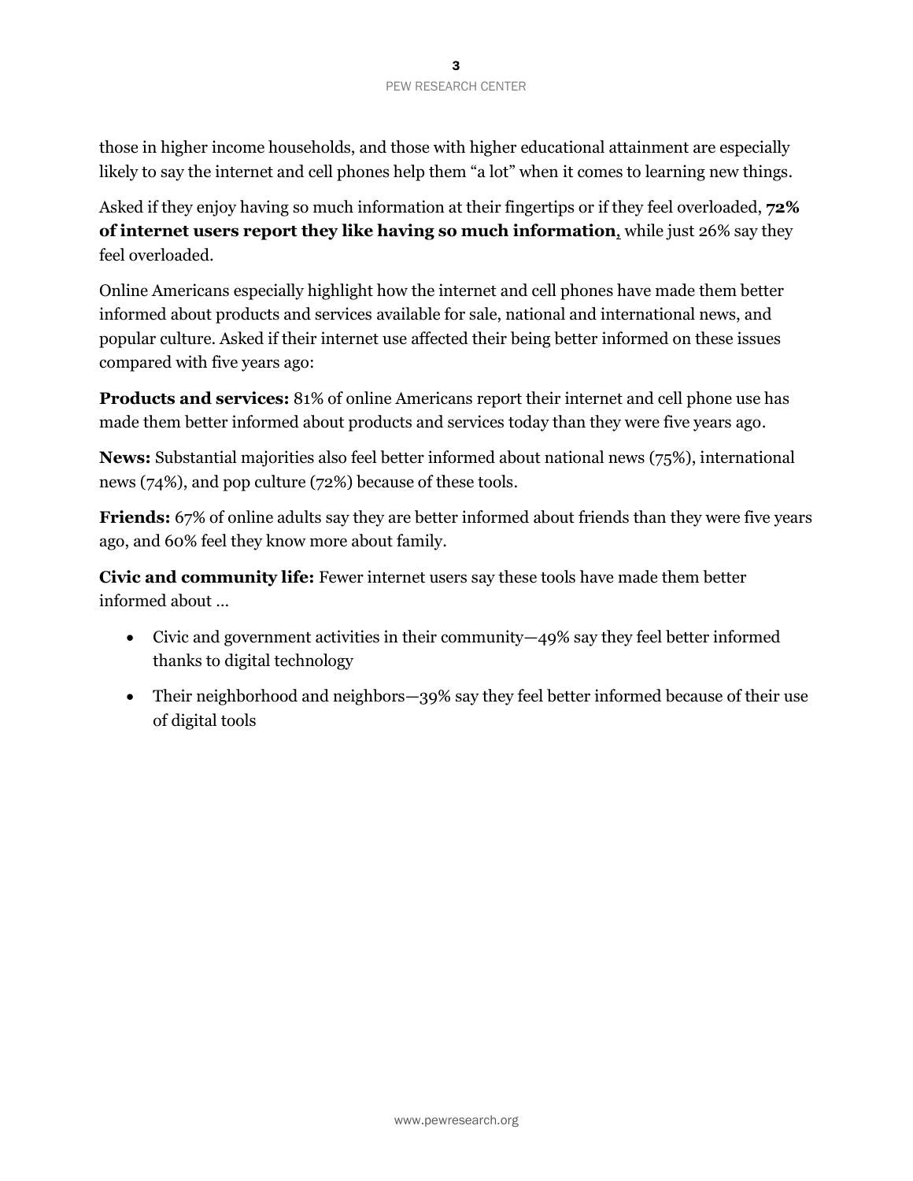those in higher income households, and those with higher educational attainment are especially likely to say the internet and cell phones help them "a lot" when it comes to learning new things.

Asked if they enjoy having so much information at their fingertips or if they feel overloaded, **72% of internet users report they like having so much information**, while just 26% say they feel overloaded.

Online Americans especially highlight how the internet and cell phones have made them better informed about products and services available for sale, national and international news, and popular culture. Asked if their internet use affected their being better informed on these issues compared with five years ago:

**Products and services:** 81% of online Americans report their internet and cell phone use has made them better informed about products and services today than they were five years ago.

**News:** Substantial majorities also feel better informed about national news (75%), international news (74%), and pop culture (72%) because of these tools.

**Friends:** 67% of online adults say they are better informed about friends than they were five years ago, and 60% feel they know more about family.

**Civic and community life:** Fewer internet users say these tools have made them better informed about …

- Civic and government activities in their community—49% say they feel better informed thanks to digital technology
- Their neighborhood and neighbors—39% say they feel better informed because of their use of digital tools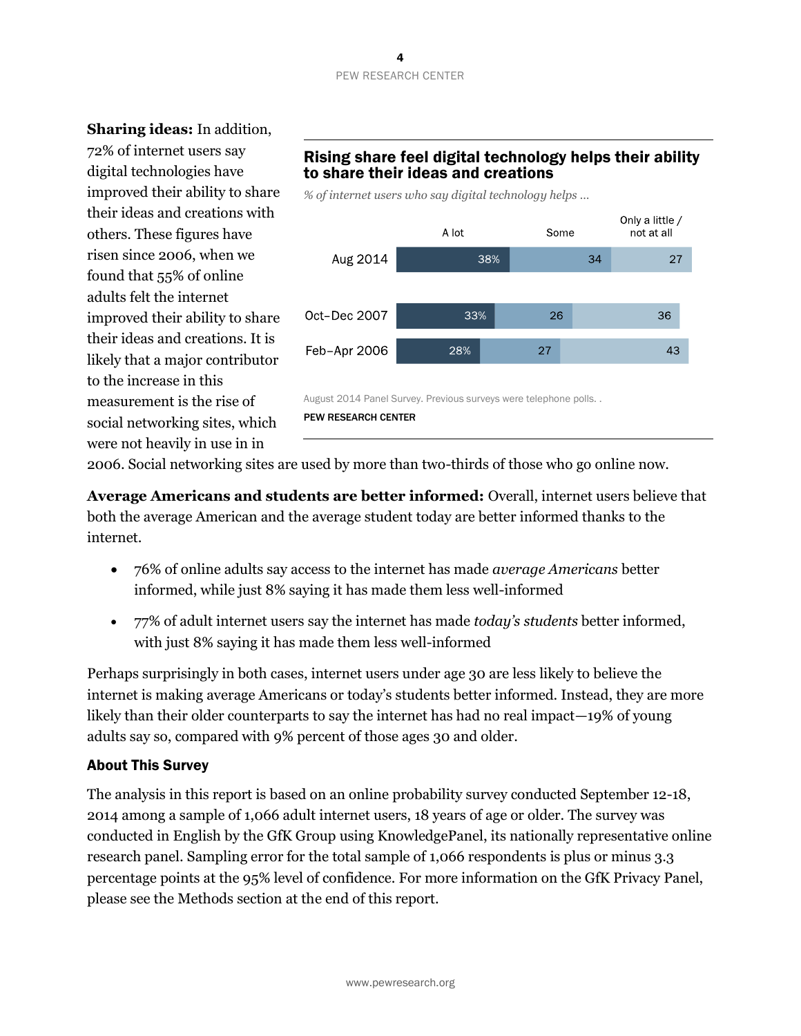**Sharing ideas:** In addition, 72% of internet users say digital technologies have improved their ability to share their ideas and creations with others. These figures have risen since 2006, when we found that 55% of online adults felt the internet improved their ability to share their ideas and creations. It is likely that a major contributor to the increase in this measurement is the rise of social networking sites, which were not heavily in use in in 2006. Social networking sites are used by more than two-thirds of those who go online now.

**Rising share feel digital technology helps their ability to share their ideas and creations**

*% of internet users who say digital technology helps ...*

| | A lot | Some | Only a little / not at all |
|---|---|---|---|
| Aug 2014 | 38% | 34 | 27 |
| Oct–Dec 2007 | 33% | 26 | 36 |
| Feb–Apr 2006 | 28% | 27 | 43 |

August 2014 Panel Survey. Previous surveys were telephone polls. .

PEW RESEARCH CENTER

**Average Americans and students are better informed:** Overall, internet users believe that both the average American and the average student today are better informed thanks to the internet.

- 76% of online adults say access to the internet has made *average Americans* better informed, while just 8% saying it has made them less well-informed
- 77% of adult internet users say the internet has made *today's students* better informed, with just 8% saying it has made them less well-informed

Perhaps surprisingly in both cases, internet users under age 30 are less likely to believe the internet is making average Americans or today's students better informed. Instead, they are more likely than their older counterparts to say the internet has had no real impact—19% of young adults say so, compared with 9% percent of those ages 30 and older.

### About This Survey

The analysis in this report is based on an online probability survey conducted September 12-18, 2014 among a sample of 1,066 adult internet users, 18 years of age or older. The survey was conducted in English by the GfK Group using KnowledgePanel, its nationally representative online research panel. Sampling error for the total sample of 1,066 respondents is plus or minus 3.3 percentage points at the 95% level of confidence. For more information on the GfK Privacy Panel, please see the Methods section at the end of this report.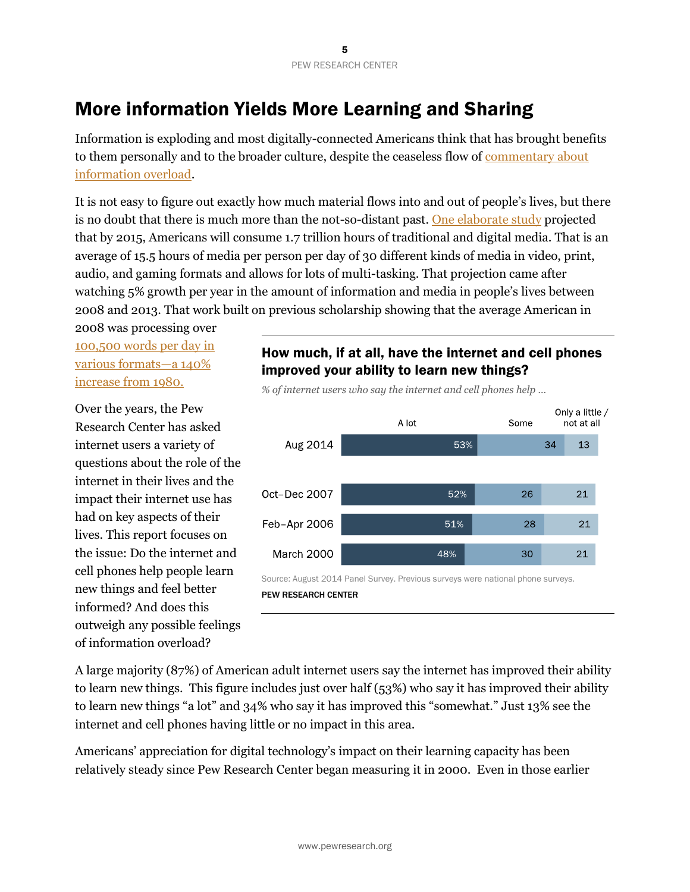# More information Yields More Learning and Sharing

Information is exploding and most digitally-connected Americans think that has brought benefits to them personally and to the broader culture, despite the ceaseless flow of commentary about information overload.

It is not easy to figure out exactly how much material flows into and out of people's lives, but there is no doubt that there is much more than the not-so-distant past. One elaborate study projected that by 2015, Americans will consume 1.7 trillion hours of traditional and digital media. That is an average of 15.5 hours of media per person per day of 30 different kinds of media in video, print, audio, and gaming formats and allows for lots of multi-tasking. That projection came after watching 5% growth per year in the amount of information and media in people's lives between 2008 and 2013. That work built on previous scholarship showing that the average American in 2008 was processing over 100,500 words per day in various formats—a 140% increase from 1980.

Over the years, the Pew Research Center has asked internet users a variety of questions about the role of the internet in their lives and the impact their internet use has had on key aspects of their lives. This report focuses on the issue: Do the internet and cell phones help people learn new things and feel better informed? And does this outweigh any possible feelings of information overload?

**How much, if at all, have the internet and cell phones improved your ability to learn new things?**

*% of internet users who say the internet and cell phones help …*

| | A lot | Some | Only a little / not at all |
|---|---|---|---|
| Aug 2014 | 53% | 34 | 13 |
| Oct–Dec 2007 | 52% | 26 | 21 |
| Feb–Apr 2006 | 51% | 28 | 21 |
| March 2000 | 48% | 30 | 21 |

Source: August 2014 Panel Survey. Previous surveys were national phone surveys.

PEW RESEARCH CENTER

A large majority (87%) of American adult internet users say the internet has improved their ability to learn new things. This figure includes just over half (53%) who say it has improved their ability to learn new things "a lot" and 34% who say it has improved this "somewhat." Just 13% see the internet and cell phones having little or no impact in this area.

Americans' appreciation for digital technology's impact on their learning capacity has been relatively steady since Pew Research Center began measuring it in 2000. Even in those earlier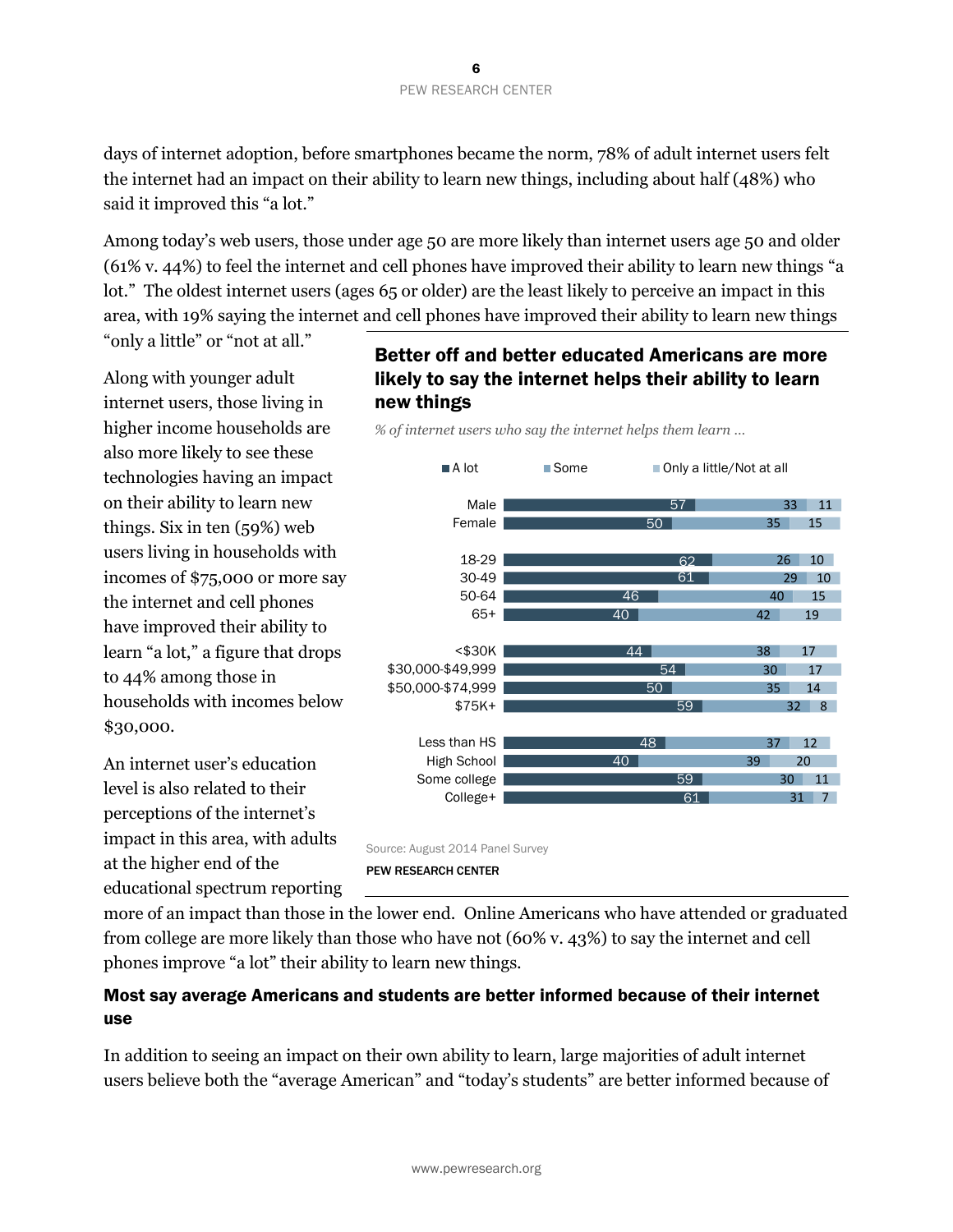days of internet adoption, before smartphones became the norm, 78% of adult internet users felt the internet had an impact on their ability to learn new things, including about half (48%) who said it improved this "a lot."

Among today's web users, those under age 50 are more likely than internet users age 50 and older (61% v. 44%) to feel the internet and cell phones have improved their ability to learn new things "a lot." The oldest internet users (ages 65 or older) are the least likely to perceive an impact in this area, with 19% saying the internet and cell phones have improved their ability to learn new things "only a little" or "not at all."

Along with younger adult internet users, those living in higher income households are also more likely to see these technologies having an impact on their ability to learn new things. Six in ten (59%) web users living in households with incomes of $75,000 or more say the internet and cell phones have improved their ability to learn "a lot," a figure that drops to 44% among those in households with incomes below $30,000.

An internet user's education level is also related to their perceptions of the internet's impact in this area, with adults at the higher end of the educational spectrum reporting more of an impact than those in the lower end. Online Americans who have attended or graduated from college are more likely than those who have not (60% v. 43%) to say the internet and cell phones improve "a lot" their ability to learn new things.

**Better off and better educated Americans are more likely to say the internet helps their ability to learn new things**

*% of internet users who say the internet helps them learn …*

| | A lot | Some | Only a little/Not at all |
|---|---|---|---|
| Male | 57 | 33 | 11 |
| Female | 50 | 35 | 15 |
| 18-29 | 62 | 26 | 10 |
| 30-49 | 61 | 29 | 10 |
| 50-64 | 46 | 40 | 15 |
| 65+ | 40 | 42 | 19 |
| <$30K | 44 | 38 | 17 |
| $30,000-$49,999 | 54 | 30 | 17 |
| $50,000-$74,999 | 50 | 35 | 14 |
| $75K+ | 59 | 32 | 8 |
| Less than HS | 48 | 37 | 12 |
| High School | 40 | 39 | 20 |
| Some college | 59 | 30 | 11 |
| College+ | 61 | 31 | 7 |

Source: August 2014 Panel Survey

PEW RESEARCH CENTER

## Most say average Americans and students are better informed because of their internet use

In addition to seeing an impact on their own ability to learn, large majorities of adult internet users believe both the "average American" and "today's students" are better informed because of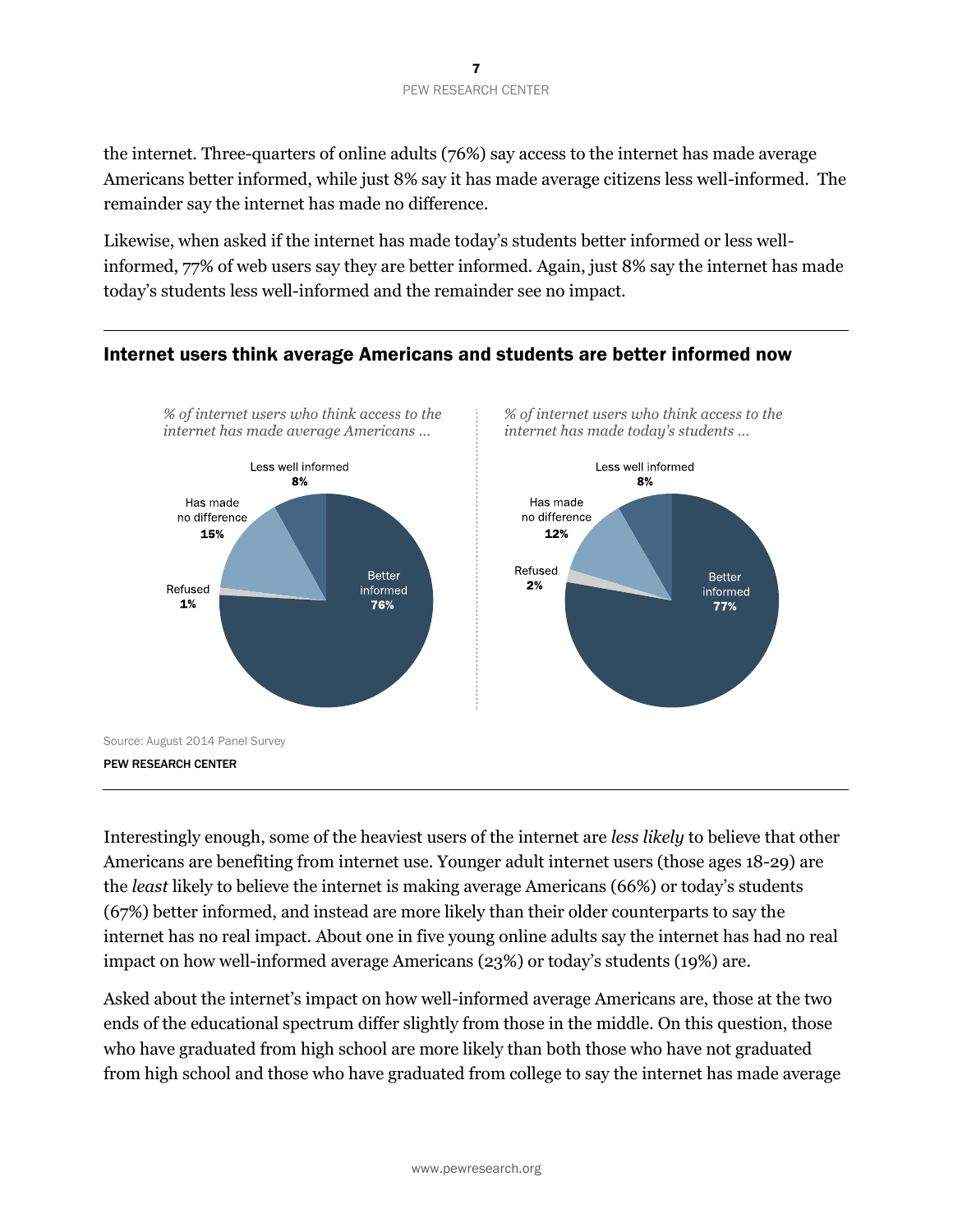the internet. Three-quarters of online adults (76%) say access to the internet has made average Americans better informed, while just 8% say it has made average citizens less well-informed. The remainder say the internet has made no difference.

Likewise, when asked if the internet has made today's students better informed or less well-informed, 77% of web users say they are better informed. Again, just 8% say the internet has made today's students less well-informed and the remainder see no impact.

## Internet users think average Americans and students are better informed now

*% of internet users who think access to the internet has made average Americans ...*

| Response | % |
|---|---|
| Better informed | 76% |
| Less well informed | 8% |
| Has made no difference | 15% |
| Refused | 1% |

*% of internet users who think access to the internet has made today's students ...*

| Response | % |
|---|---|
| Better informed | 77% |
| Less well informed | 8% |
| Has made no difference | 12% |
| Refused | 2% |

Source: August 2014 Panel Survey

PEW RESEARCH CENTER

Interestingly enough, some of the heaviest users of the internet are *less likely* to believe that other Americans are benefiting from internet use. Younger adult internet users (those ages 18-29) are the *least* likely to believe the internet is making average Americans (66%) or today's students (67%) better informed, and instead are more likely than their older counterparts to say the internet has no real impact. About one in five young online adults say the internet has had no real impact on how well-informed average Americans (23%) or today's students (19%) are.

Asked about the internet's impact on how well-informed average Americans are, those at the two ends of the educational spectrum differ slightly from those in the middle. On this question, those who have graduated from high school are more likely than both those who have not graduated from high school and those who have graduated from college to say the internet has made average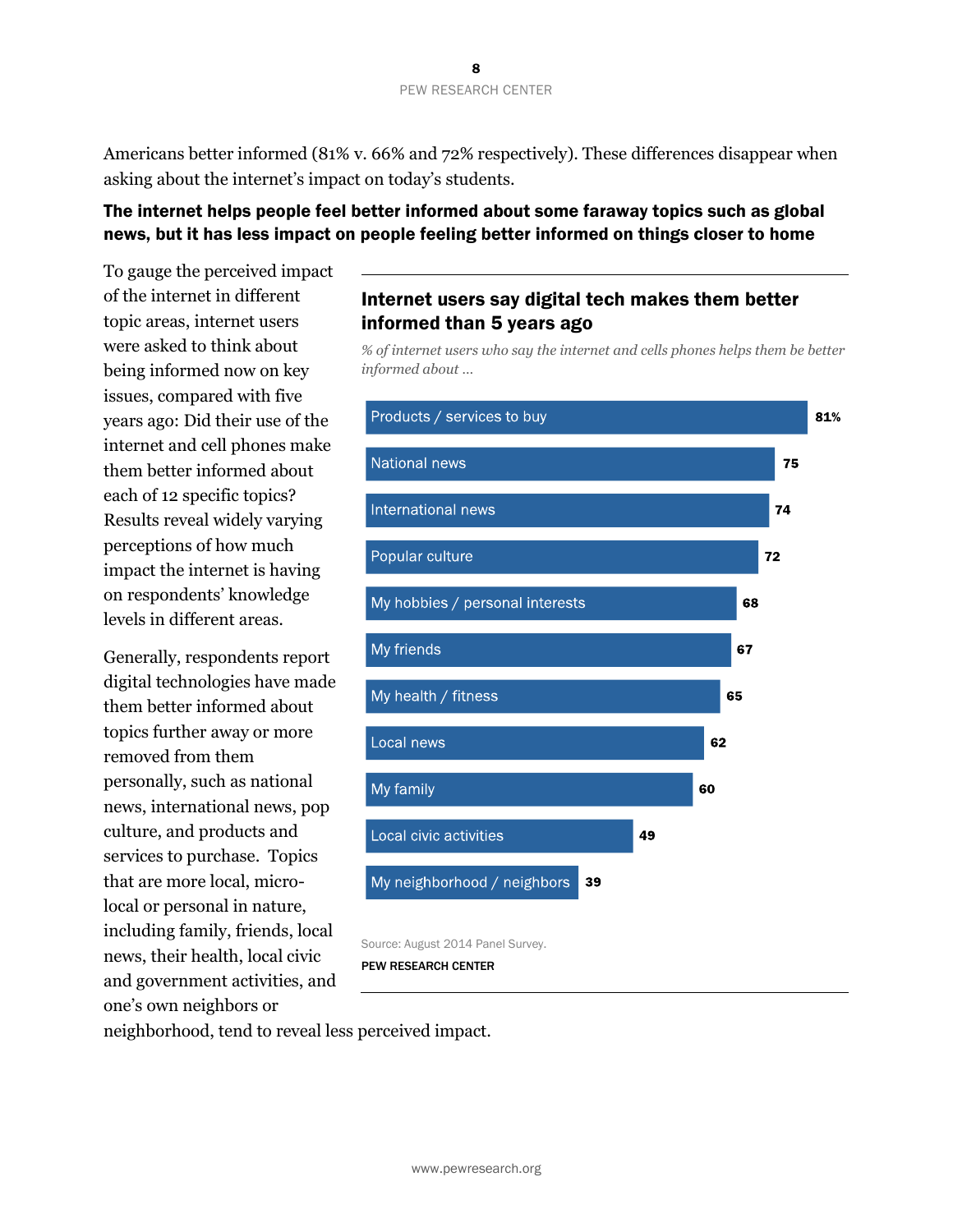Americans better informed (81% v. 66% and 72% respectively). These differences disappear when asking about the internet's impact on today's students.

## The internet helps people feel better informed about some faraway topics such as global news, but it has less impact on people feeling better informed on things closer to home

To gauge the perceived impact of the internet in different topic areas, internet users were asked to think about being informed now on key issues, compared with five years ago: Did their use of the internet and cell phones make them better informed about each of 12 specific topics? Results reveal widely varying perceptions of how much impact the internet is having on respondents' knowledge levels in different areas.

Generally, respondents report digital technologies have made them better informed about topics further away or more removed from them personally, such as national news, international news, pop culture, and products and services to purchase. Topics that are more local, micro-local or personal in nature, including family, friends, local news, their health, local civic and government activities, and one's own neighbors or neighborhood, tend to reveal less perceived impact.

### Internet users say digital tech makes them better informed than 5 years ago

*% of internet users who say the internet and cells phones helps them be better informed about ...*

| Topic | % |
|---|---|
| Products / services to buy | 81% |
| National news | 75 |
| International news | 74 |
| Popular culture | 72 |
| My hobbies / personal interests | 68 |
| My friends | 67 |
| My health / fitness | 65 |
| Local news | 62 |
| My family | 60 |
| Local civic activities | 49 |
| My neighborhood / neighbors | 39 |

Source: August 2014 Panel Survey.

PEW RESEARCH CENTER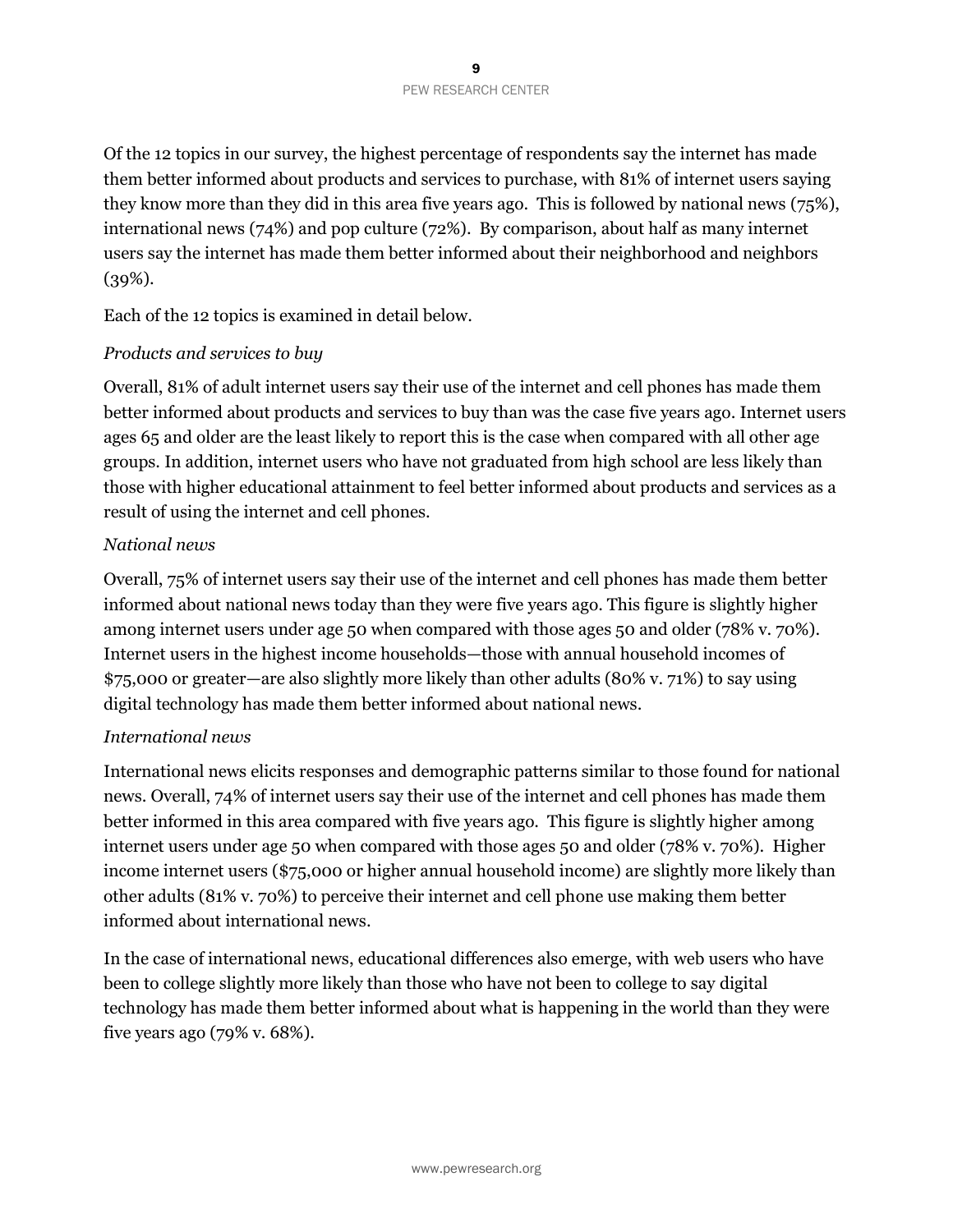Of the 12 topics in our survey, the highest percentage of respondents say the internet has made them better informed about products and services to purchase, with 81% of internet users saying they know more than they did in this area five years ago. This is followed by national news (75%), international news (74%) and pop culture (72%). By comparison, about half as many internet users say the internet has made them better informed about their neighborhood and neighbors (39%).

Each of the 12 topics is examined in detail below.

*Products and services to buy*

Overall, 81% of adult internet users say their use of the internet and cell phones has made them better informed about products and services to buy than was the case five years ago. Internet users ages 65 and older are the least likely to report this is the case when compared with all other age groups. In addition, internet users who have not graduated from high school are less likely than those with higher educational attainment to feel better informed about products and services as a result of using the internet and cell phones.

*National news*

Overall, 75% of internet users say their use of the internet and cell phones has made them better informed about national news today than they were five years ago. This figure is slightly higher among internet users under age 50 when compared with those ages 50 and older (78% v. 70%). Internet users in the highest income households—those with annual household incomes of $75,000 or greater—are also slightly more likely than other adults (80% v. 71%) to say using digital technology has made them better informed about national news.

*International news*

International news elicits responses and demographic patterns similar to those found for national news. Overall, 74% of internet users say their use of the internet and cell phones has made them better informed in this area compared with five years ago. This figure is slightly higher among internet users under age 50 when compared with those ages 50 and older (78% v. 70%). Higher income internet users ($75,000 or higher annual household income) are slightly more likely than other adults (81% v. 70%) to perceive their internet and cell phone use making them better informed about international news.

In the case of international news, educational differences also emerge, with web users who have been to college slightly more likely than those who have not been to college to say digital technology has made them better informed about what is happening in the world than they were five years ago (79% v. 68%).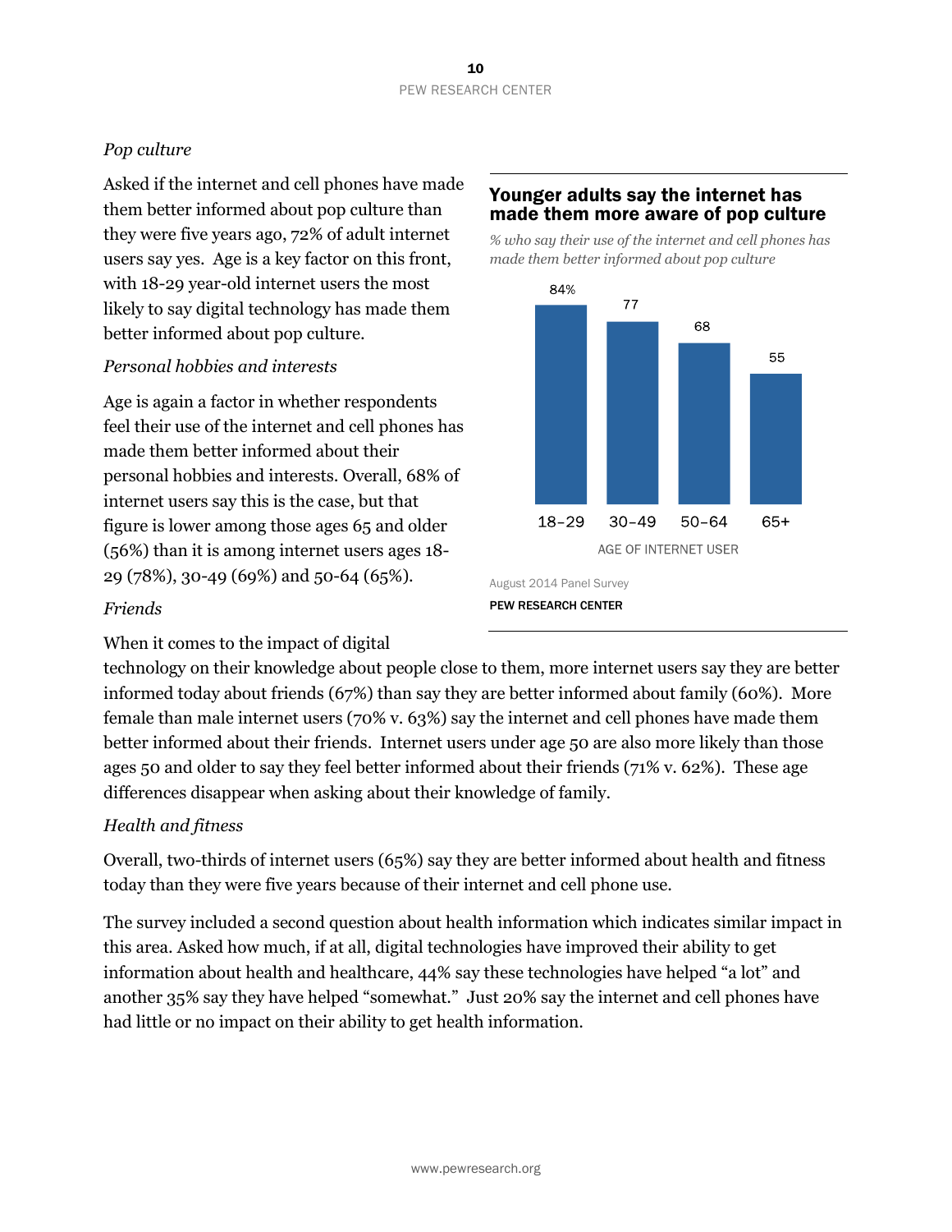*Pop culture*

Asked if the internet and cell phones have made them better informed about pop culture than they were five years ago, 72% of adult internet users say yes. Age is a key factor on this front, with 18-29 year-old internet users the most likely to say digital technology has made them better informed about pop culture.

**Younger adults say the internet has made them more aware of pop culture**

*% who say their use of the internet and cell phones has made them better informed about pop culture*

| AGE OF INTERNET USER | % |
|---|---|
| 18-29 | 84% |
| 30-49 | 77 |
| 50-64 | 68 |
| 65+ | 55 |

August 2014 Panel Survey

PEW RESEARCH CENTER

*Personal hobbies and interests*

Age is again a factor in whether respondents feel their use of the internet and cell phones has made them better informed about their personal hobbies and interests. Overall, 68% of internet users say this is the case, but that figure is lower among those ages 65 and older (56%) than it is among internet users ages 18-29 (78%), 30-49 (69%) and 50-64 (65%).

*Friends*

When it comes to the impact of digital technology on their knowledge about people close to them, more internet users say they are better informed today about friends (67%) than say they are better informed about family (60%). More female than male internet users (70% v. 63%) say the internet and cell phones have made them better informed about their friends. Internet users under age 50 are also more likely than those ages 50 and older to say they feel better informed about their friends (71% v. 62%). These age differences disappear when asking about their knowledge of family.

*Health and fitness*

Overall, two-thirds of internet users (65%) say they are better informed about health and fitness today than they were five years because of their internet and cell phone use.

The survey included a second question about health information which indicates similar impact in this area. Asked how much, if at all, digital technologies have improved their ability to get information about health and healthcare, 44% say these technologies have helped "a lot" and another 35% say they have helped "somewhat." Just 20% say the internet and cell phones have had little or no impact on their ability to get health information.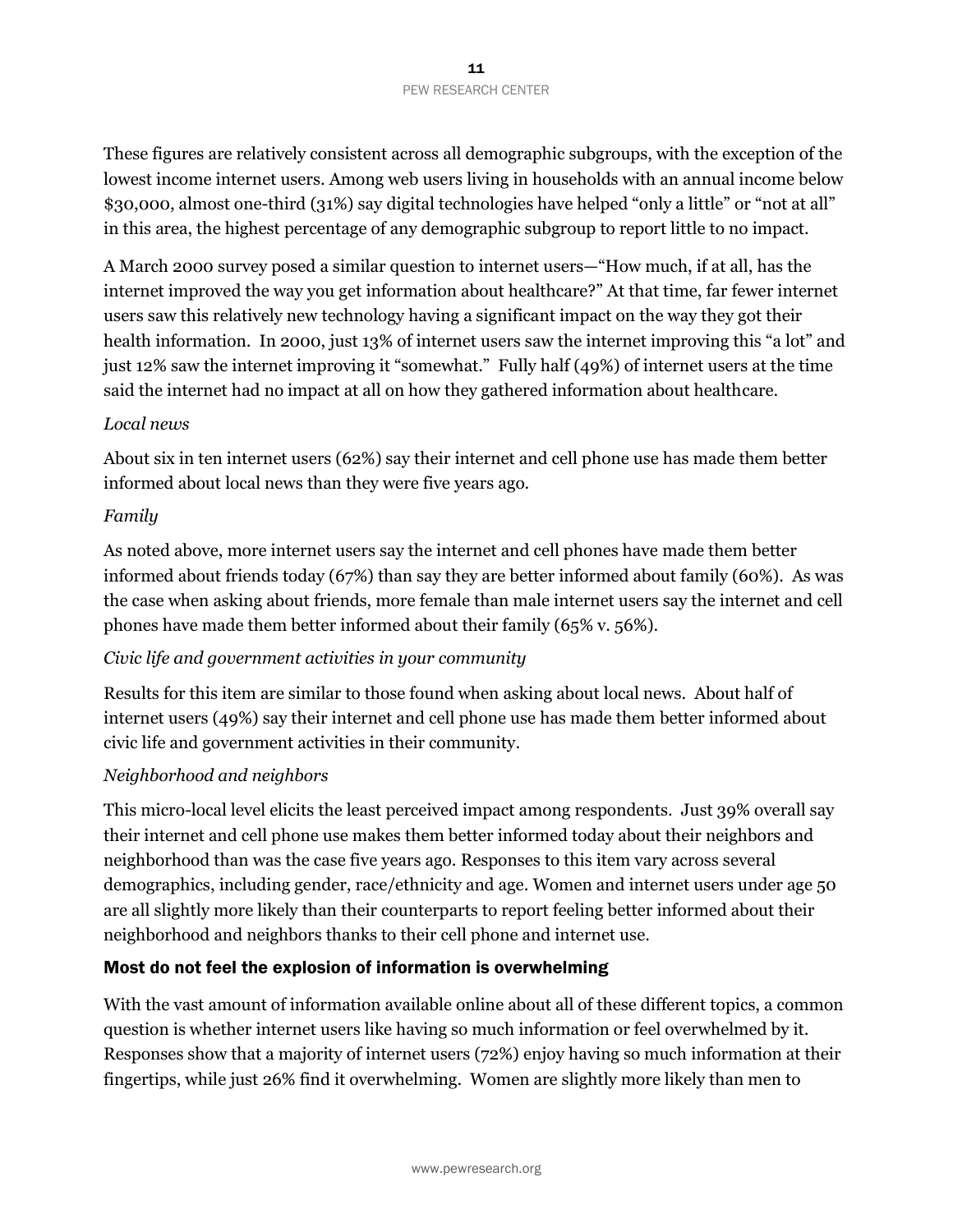These figures are relatively consistent across all demographic subgroups, with the exception of the lowest income internet users. Among web users living in households with an annual income below $30,000, almost one-third (31%) say digital technologies have helped "only a little" or "not at all" in this area, the highest percentage of any demographic subgroup to report little to no impact.

A March 2000 survey posed a similar question to internet users—"How much, if at all, has the internet improved the way you get information about healthcare?" At that time, far fewer internet users saw this relatively new technology having a significant impact on the way they got their health information. In 2000, just 13% of internet users saw the internet improving this "a lot" and just 12% saw the internet improving it "somewhat." Fully half (49%) of internet users at the time said the internet had no impact at all on how they gathered information about healthcare.

*Local news*

About six in ten internet users (62%) say their internet and cell phone use has made them better informed about local news than they were five years ago.

*Family*

As noted above, more internet users say the internet and cell phones have made them better informed about friends today (67%) than say they are better informed about family (60%). As was the case when asking about friends, more female than male internet users say the internet and cell phones have made them better informed about their family (65% v. 56%).

*Civic life and government activities in your community*

Results for this item are similar to those found when asking about local news. About half of internet users (49%) say their internet and cell phone use has made them better informed about civic life and government activities in their community.

*Neighborhood and neighbors*

This micro-local level elicits the least perceived impact among respondents. Just 39% overall say their internet and cell phone use makes them better informed today about their neighbors and neighborhood than was the case five years ago. Responses to this item vary across several demographics, including gender, race/ethnicity and age. Women and internet users under age 50 are all slightly more likely than their counterparts to report feeling better informed about their neighborhood and neighbors thanks to their cell phone and internet use.

## Most do not feel the explosion of information is overwhelming

With the vast amount of information available online about all of these different topics, a common question is whether internet users like having so much information or feel overwhelmed by it. Responses show that a majority of internet users (72%) enjoy having so much information at their fingertips, while just 26% find it overwhelming. Women are slightly more likely than men to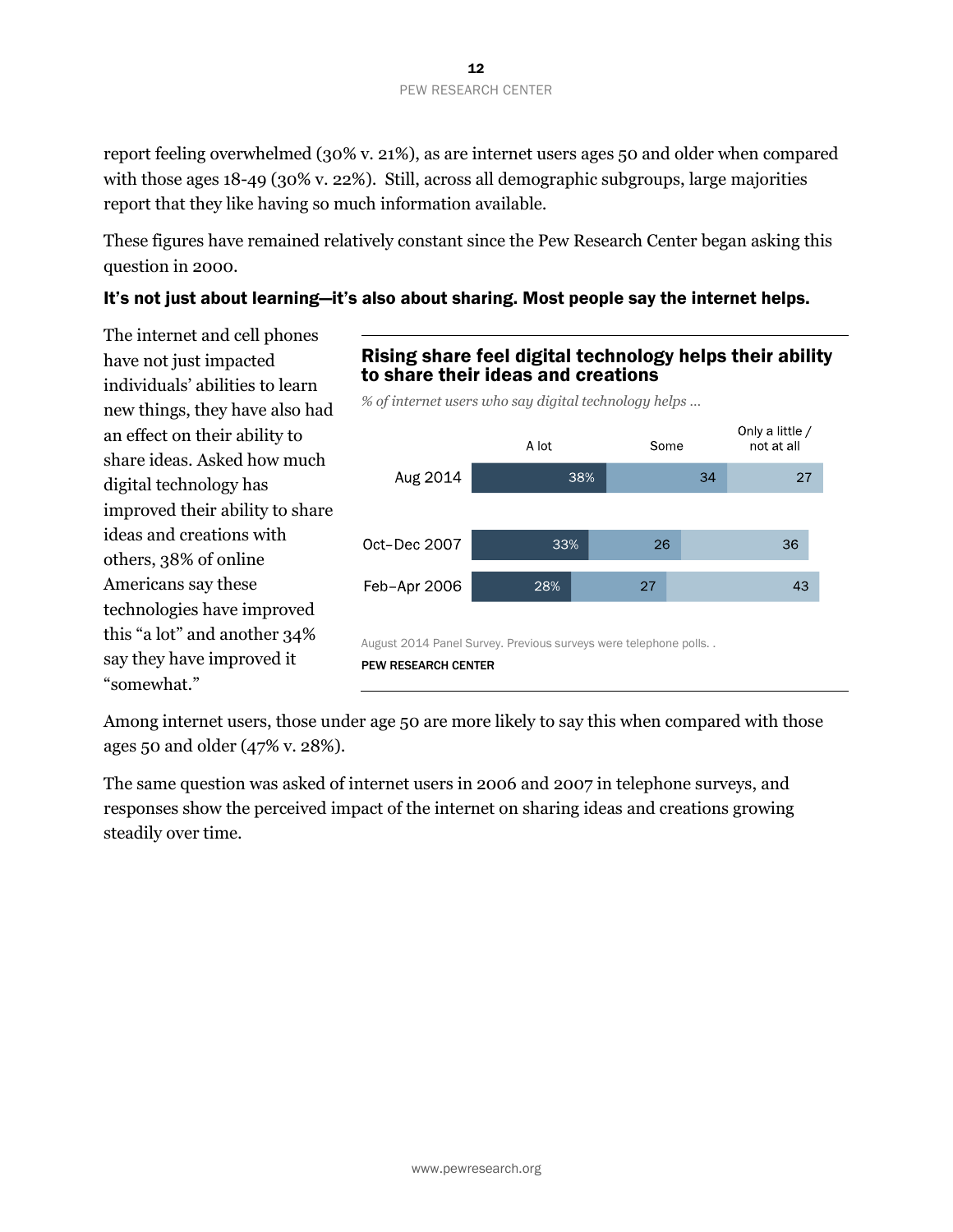report feeling overwhelmed (30% v. 21%), as are internet users ages 50 and older when compared with those ages 18-49 (30% v. 22%). Still, across all demographic subgroups, large majorities report that they like having so much information available.

These figures have remained relatively constant since the Pew Research Center began asking this question in 2000.

**It's not just about learning—it's also about sharing. Most people say the internet helps.**

The internet and cell phones have not just impacted individuals' abilities to learn new things, they have also had an effect on their ability to share ideas. Asked how much digital technology has improved their ability to share ideas and creations with others, 38% of online Americans say these technologies have improved this "a lot" and another 34% say they have improved it "somewhat."

**Rising share feel digital technology helps their ability to share their ideas and creations**

*% of internet users who say digital technology helps …*

| | A lot | Some | Only a little / not at all |
|---|---|---|---|
| Aug 2014 | 38% | 34 | 27 |
| Oct–Dec 2007 | 33% | 26 | 36 |
| Feb–Apr 2006 | 28% | 27 | 43 |

August 2014 Panel Survey. Previous surveys were telephone polls. .

PEW RESEARCH CENTER

Among internet users, those under age 50 are more likely to say this when compared with those ages 50 and older (47% v. 28%).

The same question was asked of internet users in 2006 and 2007 in telephone surveys, and responses show the perceived impact of the internet on sharing ideas and creations growing steadily over time.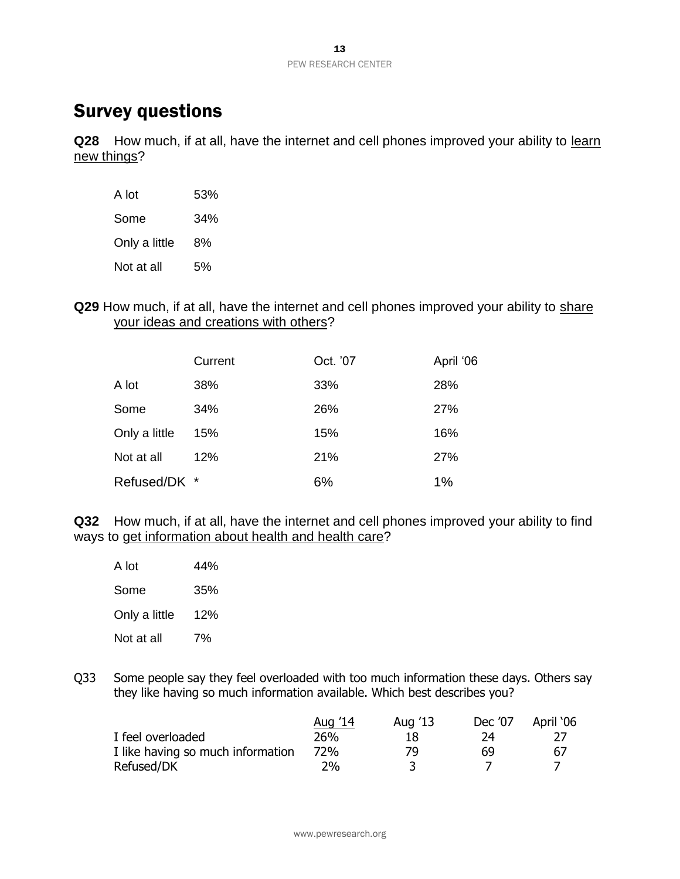## Survey questions

**Q28** How much, if at all, have the internet and cell phones improved your ability to learn new things?

| | |
|---|---|
| A lot | 53% |
| Some | 34% |
| Only a little | 8% |
| Not at all | 5% |

**Q29** How much, if at all, have the internet and cell phones improved your ability to share your ideas and creations with others?

| | Current | Oct. '07 | April '06 |
|---|---|---|---|
| A lot | 38% | 33% | 28% |
| Some | 34% | 26% | 27% |
| Only a little | 15% | 15% | 16% |
| Not at all | 12% | 21% | 27% |
| Refused/DK | * | 6% | 1% |

**Q32** How much, if at all, have the internet and cell phones improved your ability to find ways to get information about health and health care?

| | |
|---|---|
| A lot | 44% |
| Some | 35% |
| Only a little | 12% |
| Not at all | 7% |

Q33 Some people say they feel overloaded with too much information these days. Others say they like having so much information available. Which best describes you?

| | Aug '14 | Aug '13 | Dec '07 | April '06 |
|---|---|---|---|---|
| I feel overloaded | 26% | 18 | 24 | 27 |
| I like having so much information | 72% | 79 | 69 | 67 |
| Refused/DK | 2% | 3 | 7 | 7 |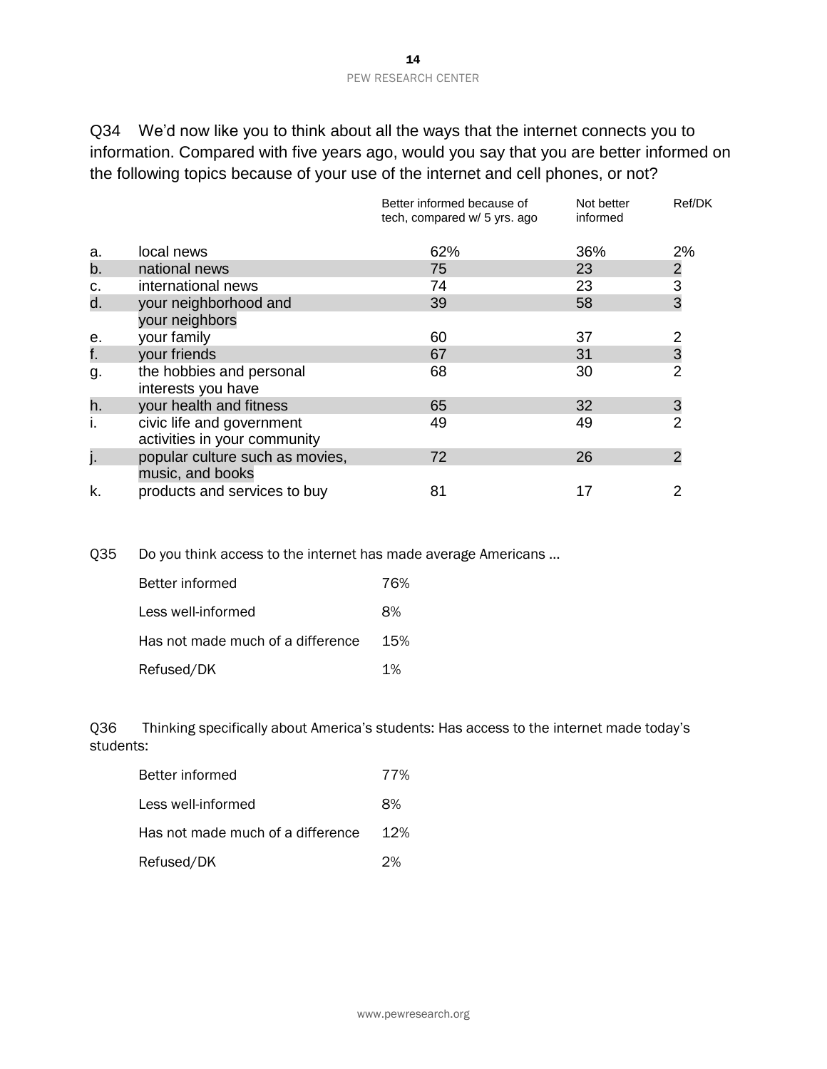Q34 We'd now like you to think about all the ways that the internet connects you to information. Compared with five years ago, would you say that you are better informed on the following topics because of your use of the internet and cell phones, or not?

| | | Better informed because of tech, compared w/ 5 yrs. ago | Not better informed | Ref/DK |
|---|---|---|---|---|
| a. | local news | 62% | 36% | 2% |
| b. | national news | 75 | 23 | 2 |
| c. | international news | 74 | 23 | 3 |
| d. | your neighborhood and your neighbors | 39 | 58 | 3 |
| e. | your family | 60 | 37 | 2 |
| f. | your friends | 67 | 31 | 3 |
| g. | the hobbies and personal interests you have | 68 | 30 | 2 |
| h. | your health and fitness | 65 | 32 | 3 |
| i. | civic life and government activities in your community | 49 | 49 | 2 |
| j. | popular culture such as movies, music, and books | 72 | 26 | 2 |
| k. | products and services to buy | 81 | 17 | 2 |

Q35 Do you think access to the internet has made average Americans …

| | |
|---|---|
| Better informed | 76% |
| Less well-informed | 8% |
| Has not made much of a difference | 15% |
| Refused/DK | 1% |

Q36 Thinking specifically about America's students: Has access to the internet made today's students:

| | |
|---|---|
| Better informed | 77% |
| Less well-informed | 8% |
| Has not made much of a difference | 12% |
| Refused/DK | 2% |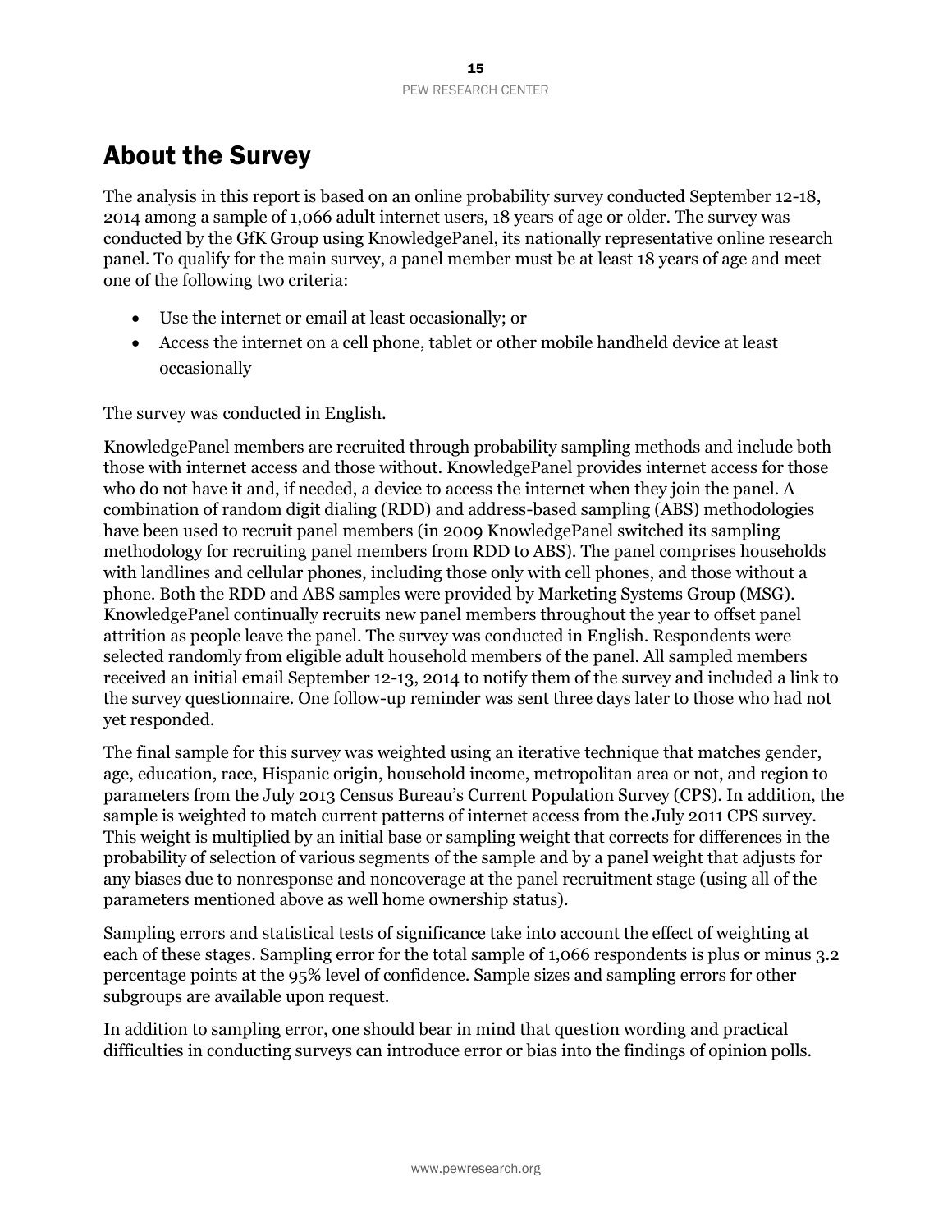# About the Survey

The analysis in this report is based on an online probability survey conducted September 12-18, 2014 among a sample of 1,066 adult internet users, 18 years of age or older. The survey was conducted by the GfK Group using KnowledgePanel, its nationally representative online research panel. To qualify for the main survey, a panel member must be at least 18 years of age and meet one of the following two criteria:

- Use the internet or email at least occasionally; or
- Access the internet on a cell phone, tablet or other mobile handheld device at least occasionally

The survey was conducted in English.

KnowledgePanel members are recruited through probability sampling methods and include both those with internet access and those without. KnowledgePanel provides internet access for those who do not have it and, if needed, a device to access the internet when they join the panel. A combination of random digit dialing (RDD) and address-based sampling (ABS) methodologies have been used to recruit panel members (in 2009 KnowledgePanel switched its sampling methodology for recruiting panel members from RDD to ABS). The panel comprises households with landlines and cellular phones, including those only with cell phones, and those without a phone. Both the RDD and ABS samples were provided by Marketing Systems Group (MSG). KnowledgePanel continually recruits new panel members throughout the year to offset panel attrition as people leave the panel. The survey was conducted in English. Respondents were selected randomly from eligible adult household members of the panel. All sampled members received an initial email September 12-13, 2014 to notify them of the survey and included a link to the survey questionnaire. One follow-up reminder was sent three days later to those who had not yet responded.

The final sample for this survey was weighted using an iterative technique that matches gender, age, education, race, Hispanic origin, household income, metropolitan area or not, and region to parameters from the July 2013 Census Bureau's Current Population Survey (CPS). In addition, the sample is weighted to match current patterns of internet access from the July 2011 CPS survey. This weight is multiplied by an initial base or sampling weight that corrects for differences in the probability of selection of various segments of the sample and by a panel weight that adjusts for any biases due to nonresponse and noncoverage at the panel recruitment stage (using all of the parameters mentioned above as well home ownership status).

Sampling errors and statistical tests of significance take into account the effect of weighting at each of these stages. Sampling error for the total sample of 1,066 respondents is plus or minus 3.2 percentage points at the 95% level of confidence. Sample sizes and sampling errors for other subgroups are available upon request.

In addition to sampling error, one should bear in mind that question wording and practical difficulties in conducting surveys can introduce error or bias into the findings of opinion polls.